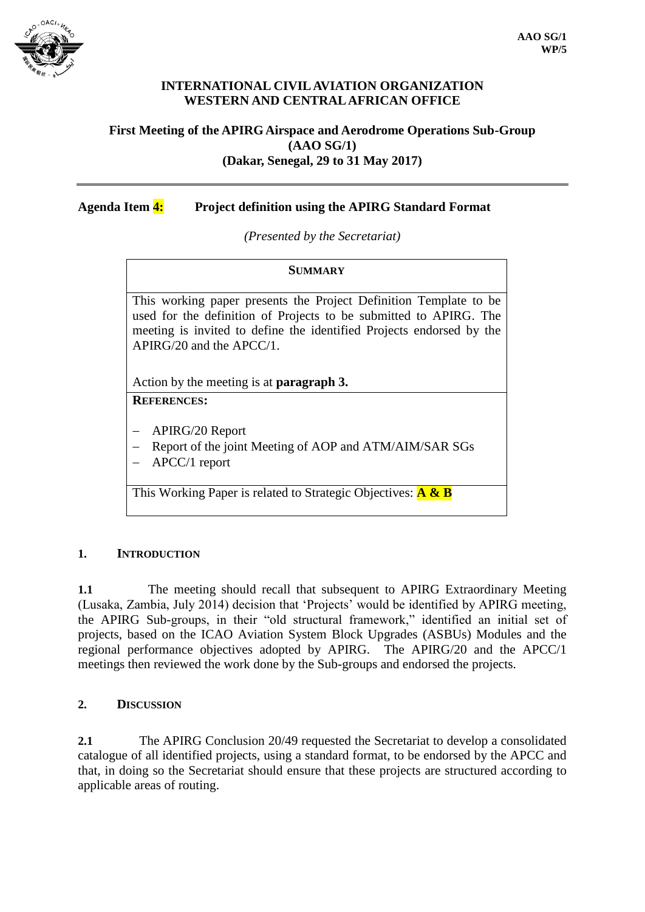**AAO SG/1**
**WP/5**

**INTERNATIONAL CIVIL AVIATION ORGANIZATION**
**WESTERN AND CENTRAL AFRICAN OFFICE**

**First Meeting of the APIRG Airspace and Aerodrome Operations Sub-Group (AAO SG/1)**
**(Dakar, Senegal, 29 to 31 May 2017)**

---

**Agenda Item 4: Project definition using the APIRG Standard Format**

*(Presented by the Secretariat)*

| **SUMMARY** |
|---|
| This working paper presents the Project Definition Template to be used for the definition of Projects to be submitted to APIRG. The meeting is invited to define the identified Projects endorsed by the APIRG/20 and the APCC/1.<br><br>Action by the meeting is at **paragraph 3.** |
| **REFERENCES:**<br><br>– APIRG/20 Report<br>– Report of the joint Meeting of AOP and ATM/AIM/SAR SGs<br>– APCC/1 report |
| This Working Paper is related to Strategic Objectives: **A & B** |

## 1. INTRODUCTION

**1.1** The meeting should recall that subsequent to APIRG Extraordinary Meeting (Lusaka, Zambia, July 2014) decision that 'Projects' would be identified by APIRG meeting, the APIRG Sub-groups, in their "old structural framework," identified an initial set of projects, based on the ICAO Aviation System Block Upgrades (ASBUs) Modules and the regional performance objectives adopted by APIRG. The APIRG/20 and the APCC/1 meetings then reviewed the work done by the Sub-groups and endorsed the projects.

## 2. DISCUSSION

**2.1** The APIRG Conclusion 20/49 requested the Secretariat to develop a consolidated catalogue of all identified projects, using a standard format, to be endorsed by the APCC and that, in doing so the Secretariat should ensure that these projects are structured according to applicable areas of routing.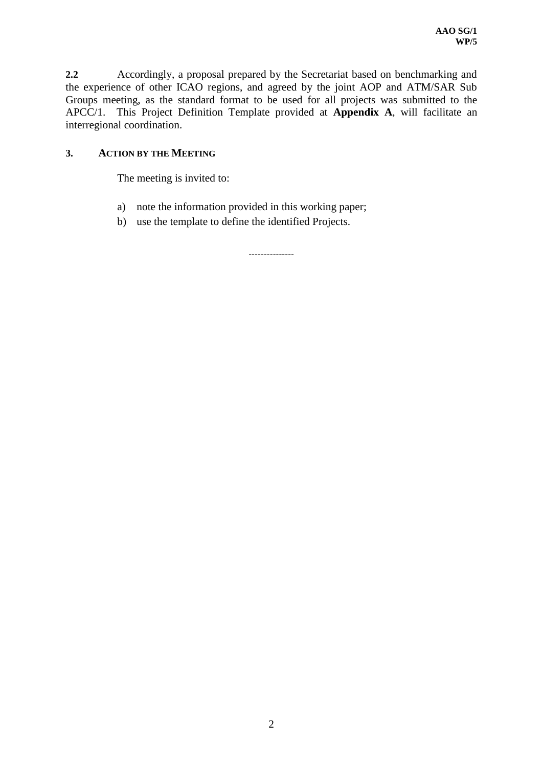**2.2** Accordingly, a proposal prepared by the Secretariat based on benchmarking and the experience of other ICAO regions, and agreed by the joint AOP and ATM/SAR Sub Groups meeting, as the standard format to be used for all projects was submitted to the APCC/1. This Project Definition Template provided at **Appendix A**, will facilitate an interregional coordination.

## 3. ACTION BY THE MEETING

The meeting is invited to:

a) note the information provided in this working paper;
b) use the template to define the identified Projects.

---------------